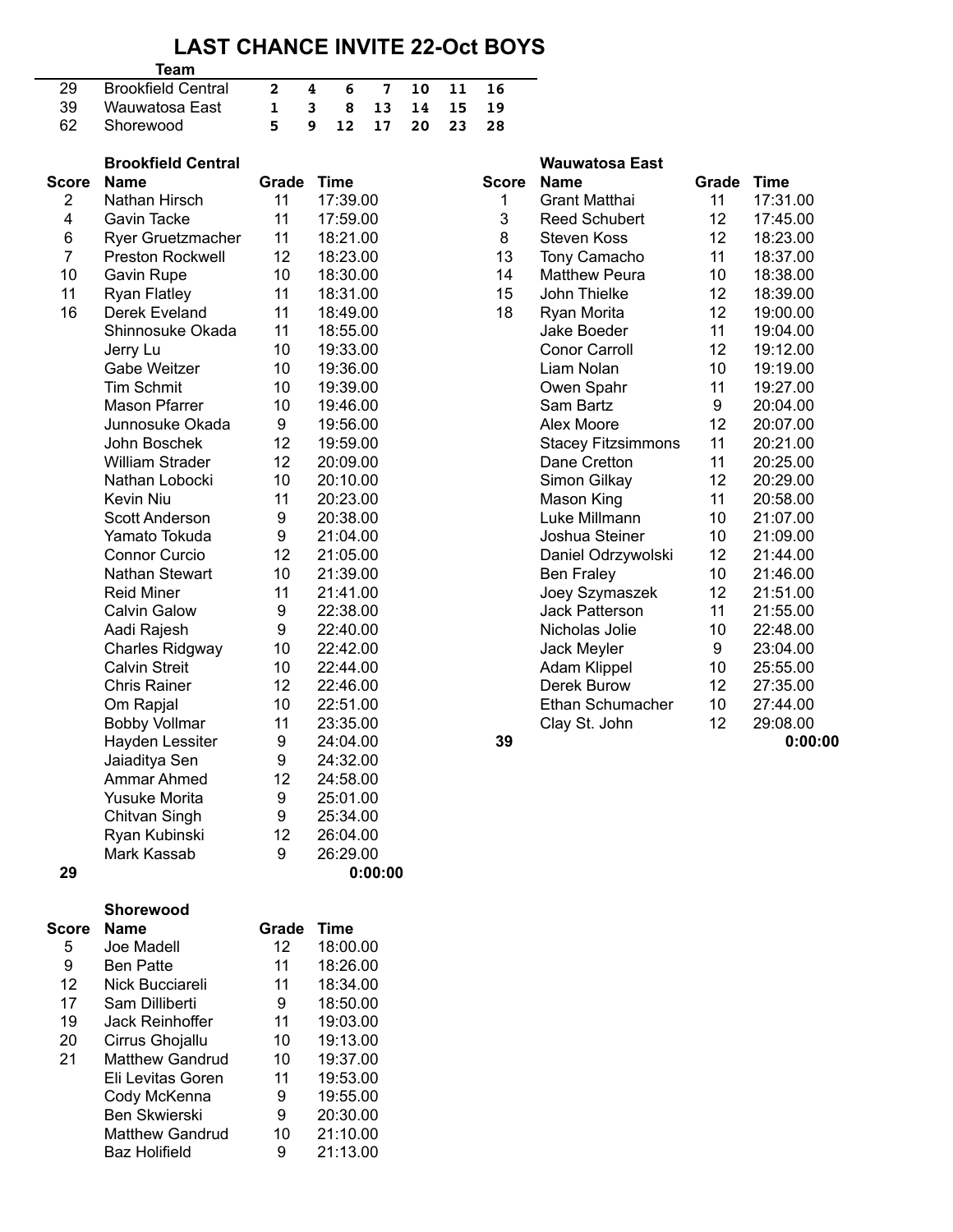# LAST CHANCE INVITE 22-Oct BOYS

| | Team | | | | | | | |
|---|---|---|---|---|---|---|---|---|
| 29 | Brookfield Central | 2 | 4 | 6 | 7 | 10 | 11 | 16 |
| 39 | Wauwatosa East | 1 | 3 | 8 | 13 | 14 | 15 | 19 |
| 62 | Shorewood | 5 | 9 | 12 | 17 | 20 | 23 | 28 |

## Brookfield Central

| Score | Name | Grade | Time |
|---|---|---|---|
| 2 | Nathan Hirsch | 11 | 17:39.00 |
| 4 | Gavin Tacke | 11 | 17:59.00 |
| 6 | Ryer Gruetzmacher | 11 | 18:21.00 |
| 7 | Preston Rockwell | 12 | 18:23.00 |
| 10 | Gavin Rupe | 10 | 18:30.00 |
| 11 | Ryan Flatley | 11 | 18:31.00 |
| 16 | Derek Eveland | 11 | 18:49.00 |
| | Shinnosuke Okada | 11 | 18:55.00 |
| | Jerry Lu | 10 | 19:33.00 |
| | Gabe Weitzer | 10 | 19:36.00 |
| | Tim Schmit | 10 | 19:39.00 |
| | Mason Pfarrer | 10 | 19:46.00 |
| | Junnosuke Okada | 9 | 19:56.00 |
| | John Boschek | 12 | 19:59.00 |
| | William Strader | 12 | 20:09.00 |
| | Nathan Lobocki | 10 | 20:10.00 |
| | Kevin Niu | 11 | 20:23.00 |
| | Scott Anderson | 9 | 20:38.00 |
| | Yamato Tokuda | 9 | 21:04.00 |
| | Connor Curcio | 12 | 21:05.00 |
| | Nathan Stewart | 10 | 21:39.00 |
| | Reid Miner | 11 | 21:41.00 |
| | Calvin Galow | 9 | 22:38.00 |
| | Aadi Rajesh | 9 | 22:40.00 |
| | Charles Ridgway | 10 | 22:42.00 |
| | Calvin Streit | 10 | 22:44.00 |
| | Chris Rainer | 12 | 22:46.00 |
| | Om Rapjal | 10 | 22:51.00 |
| | Bobby Vollmar | 11 | 23:35.00 |
| | Hayden Lessiter | 9 | 24:04.00 |
| | Jaiaditya Sen | 9 | 24:32.00 |
| | Ammar Ahmed | 12 | 24:58.00 |
| | Yusuke Morita | 9 | 25:01.00 |
| | Chitvan Singh | 9 | 25:34.00 |
| | Ryan Kubinski | 12 | 26:04.00 |
| | Mark Kassab | 9 | 26:29.00 |
| **29** | | | **0:00:00** |

## Wauwatosa East

| Score | Name | Grade | Time |
|---|---|---|---|
| 1 | Grant Matthai | 11 | 17:31.00 |
| 3 | Reed Schubert | 12 | 17:45.00 |
| 8 | Steven Koss | 12 | 18:23.00 |
| 13 | Tony Camacho | 11 | 18:37.00 |
| 14 | Matthew Peura | 10 | 18:38.00 |
| 15 | John Thielke | 12 | 18:39.00 |
| 18 | Ryan Morita | 12 | 19:00.00 |
| | Jake Boeder | 11 | 19:04.00 |
| | Conor Carroll | 12 | 19:12.00 |
| | Liam Nolan | 10 | 19:19.00 |
| | Owen Spahr | 11 | 19:27.00 |
| | Sam Bartz | 9 | 20:04.00 |
| | Alex Moore | 12 | 20:07.00 |
| | Stacey Fitzsimmons | 11 | 20:21.00 |
| | Dane Cretton | 11 | 20:25.00 |
| | Simon Gilkay | 12 | 20:29.00 |
| | Mason King | 11 | 20:58.00 |
| | Luke Millmann | 10 | 21:07.00 |
| | Joshua Steiner | 10 | 21:09.00 |
| | Daniel Odrzywolski | 12 | 21:44.00 |
| | Ben Fraley | 10 | 21:46.00 |
| | Joey Szymaszek | 12 | 21:51.00 |
| | Jack Patterson | 11 | 21:55.00 |
| | Nicholas Jolie | 10 | 22:48.00 |
| | Jack Meyler | 9 | 23:04.00 |
| | Adam Klippel | 10 | 25:55.00 |
| | Derek Burow | 12 | 27:35.00 |
| | Ethan Schumacher | 10 | 27:44.00 |
| | Clay St. John | 12 | 29:08.00 |
| **39** | | | **0:00:00** |

## Shorewood

| Score | Name | Grade | Time |
|---|---|---|---|
| 5 | Joe Madell | 12 | 18:00.00 |
| 9 | Ben Patte | 11 | 18:26.00 |
| 12 | Nick Bucciareli | 11 | 18:34.00 |
| 17 | Sam Dilliberti | 9 | 18:50.00 |
| 19 | Jack Reinhoffer | 11 | 19:03.00 |
| 20 | Cirrus Ghojallu | 10 | 19:13.00 |
| 21 | Matthew Gandrud | 10 | 19:37.00 |
| | Eli Levitas Goren | 11 | 19:53.00 |
| | Cody McKenna | 9 | 19:55.00 |
| | Ben Skwierski | 9 | 20:30.00 |
| | Matthew Gandrud | 10 | 21:10.00 |
| | Baz Holifield | 9 | 21:13.00 |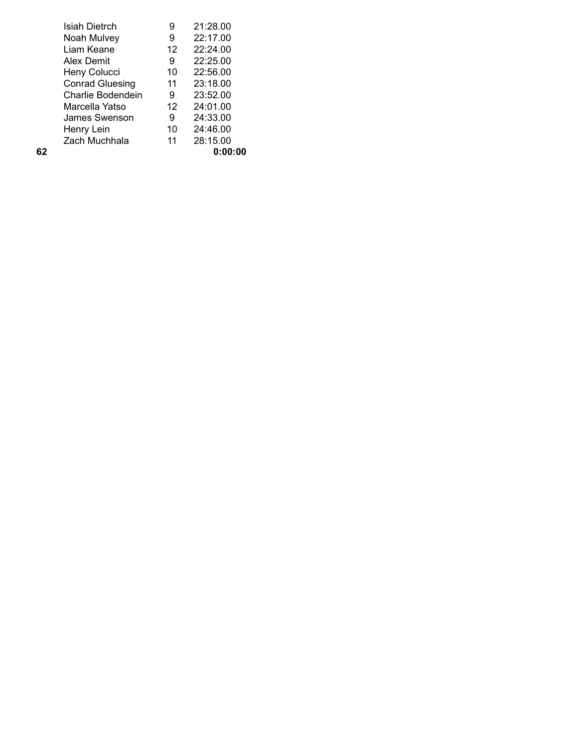| | | | |
|---|---|---|---|
| | Isiah Dietrch | 9 | 21:28.00 |
| | Noah Mulvey | 9 | 22:17.00 |
| | Liam Keane | 12 | 22:24.00 |
| | Alex Demit | 9 | 22:25.00 |
| | Heny Colucci | 10 | 22:56.00 |
| | Conrad Gluesing | 11 | 23:18.00 |
| | Charlie Bodendein | 9 | 23:52.00 |
| | Marcella Yatso | 12 | 24:01.00 |
| | James Swenson | 9 | 24:33.00 |
| | Henry Lein | 10 | 24:46.00 |
| | Zach Muchhala | 11 | 28:15.00 |
| **62** | | | **0:00:00** |